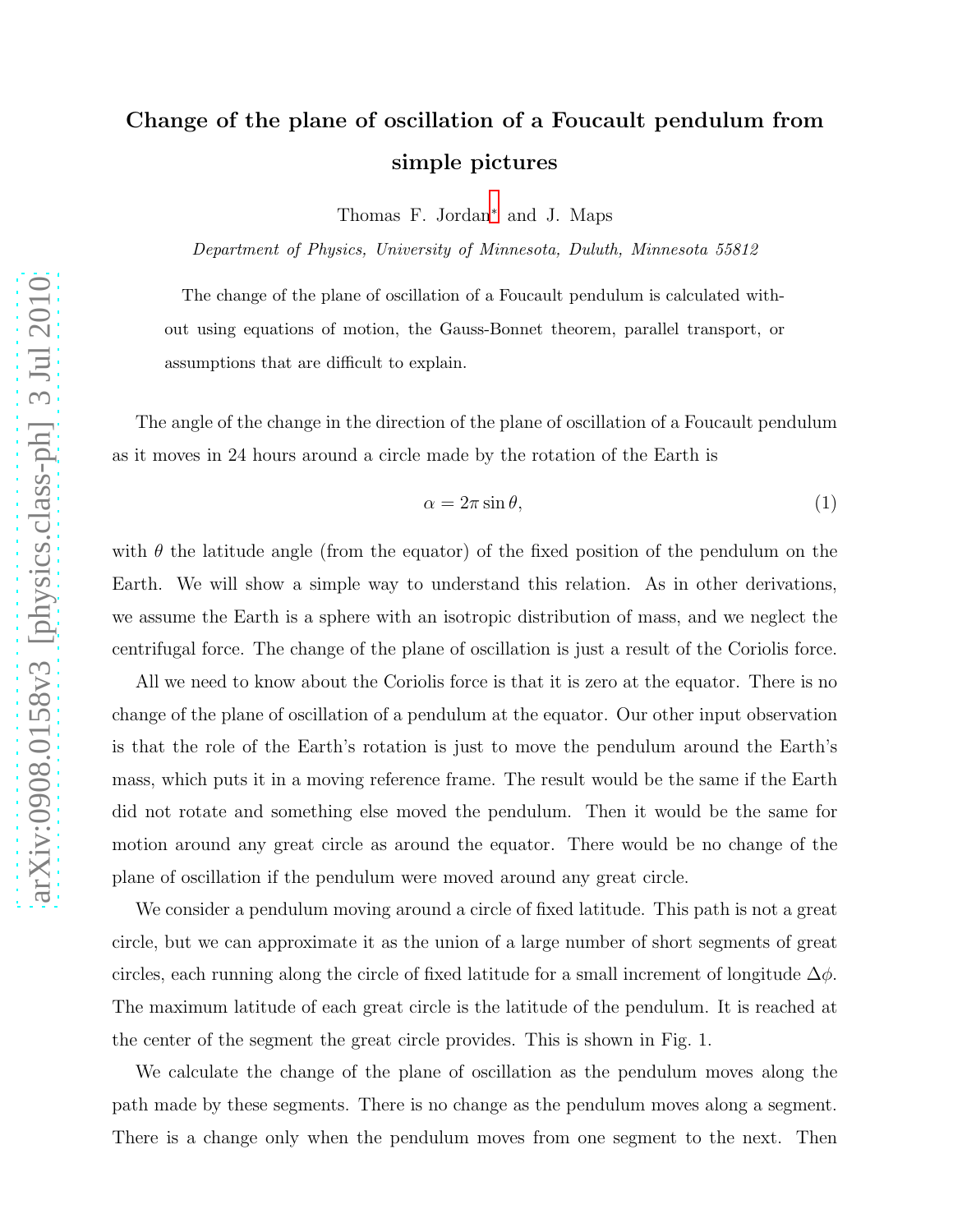# Change of the plane of oscillation of a Foucault pendulum from simple pictures

Thomas F. Jordan* and J. Maps

*Department of Physics, University of Minnesota, Duluth, Minnesota 55812*

The change of the plane of oscillation of a Foucault pendulum is calculated without using equations of motion, the Gauss-Bonnet theorem, parallel transport, or assumptions that are difficult to explain.

The angle of the change in the direction of the plane of oscillation of a Foucault pendulum as it moves in 24 hours around a circle made by the rotation of the Earth is

$$\alpha = 2\pi \sin\theta, \tag{1}$$

with $\theta$ the latitude angle (from the equator) of the fixed position of the pendulum on the Earth. We will show a simple way to understand this relation. As in other derivations, we assume the Earth is a sphere with an isotropic distribution of mass, and we neglect the centrifugal force. The change of the plane of oscillation is just a result of the Coriolis force.

All we need to know about the Coriolis force is that it is zero at the equator. There is no change of the plane of oscillation of a pendulum at the equator. Our other input observation is that the role of the Earth's rotation is just to move the pendulum around the Earth's mass, which puts it in a moving reference frame. The result would be the same if the Earth did not rotate and something else moved the pendulum. Then it would be the same for motion around any great circle as around the equator. There would be no change of the plane of oscillation if the pendulum were moved around any great circle.

We consider a pendulum moving around a circle of fixed latitude. This path is not a great circle, but we can approximate it as the union of a large number of short segments of great circles, each running along the circle of fixed latitude for a small increment of longitude $\Delta\phi$. The maximum latitude of each great circle is the latitude of the pendulum. It is reached at the center of the segment the great circle provides. This is shown in Fig. 1.

We calculate the change of the plane of oscillation as the pendulum moves along the path made by these segments. There is no change as the pendulum moves along a segment. There is a change only when the pendulum moves from one segment to the next. Then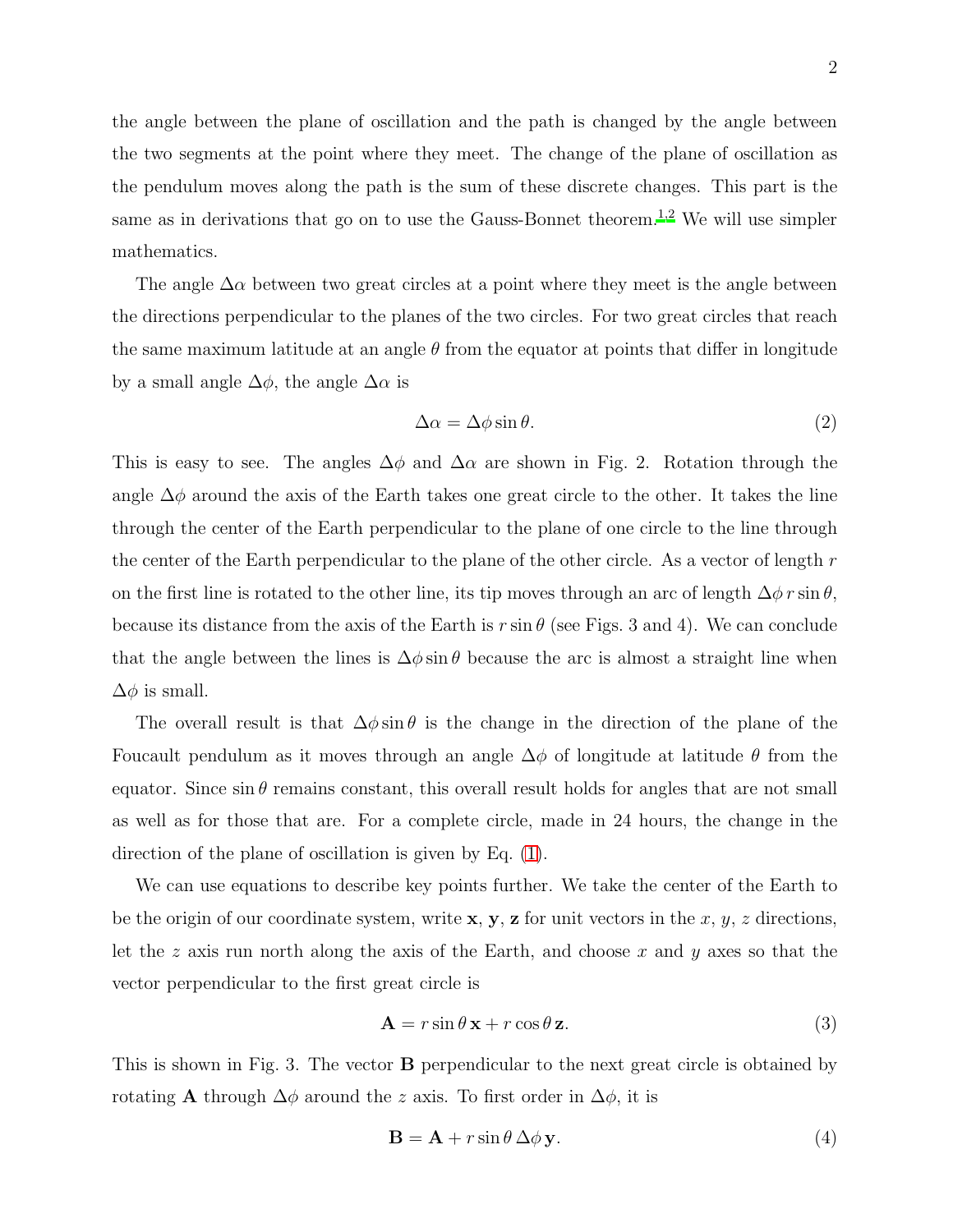the angle between the plane of oscillation and the path is changed by the angle between the two segments at the point where they meet. The change of the plane of oscillation as the pendulum moves along the path is the sum of these discrete changes. This part is the same as in derivations that go on to use the Gauss-Bonnet theorem.[1,2] We will use simpler mathematics.

The angle $\Delta\alpha$ between two great circles at a point where they meet is the angle between the directions perpendicular to the planes of the two circles. For two great circles that reach the same maximum latitude at an angle $\theta$ from the equator at points that differ in longitude by a small angle $\Delta\phi$, the angle $\Delta\alpha$ is

$$\Delta\alpha = \Delta\phi \sin\theta. \tag{2}$$

This is easy to see. The angles $\Delta\phi$ and $\Delta\alpha$ are shown in Fig. 2. Rotation through the angle $\Delta\phi$ around the axis of the Earth takes one great circle to the other. It takes the line through the center of the Earth perpendicular to the plane of one circle to the line through the center of the Earth perpendicular to the plane of the other circle. As a vector of length $r$ on the first line is rotated to the other line, its tip moves through an arc of length $\Delta\phi\, r \sin\theta$, because its distance from the axis of the Earth is $r\sin\theta$ (see Figs. 3 and 4). We can conclude that the angle between the lines is $\Delta\phi \sin\theta$ because the arc is almost a straight line when $\Delta\phi$ is small.

The overall result is that $\Delta\phi \sin\theta$ is the change in the direction of the plane of the Foucault pendulum as it moves through an angle $\Delta\phi$ of longitude at latitude $\theta$ from the equator. Since $\sin\theta$ remains constant, this overall result holds for angles that are not small as well as for those that are. For a complete circle, made in 24 hours, the change in the direction of the plane of oscillation is given by Eq. (1).

We can use equations to describe key points further. We take the center of the Earth to be the origin of our coordinate system, write $\mathbf{x}$, $\mathbf{y}$, $\mathbf{z}$ for unit vectors in the $x$, $y$, $z$ directions, let the $z$ axis run north along the axis of the Earth, and choose $x$ and $y$ axes so that the vector perpendicular to the first great circle is

$$\mathbf{A} = r\sin\theta\,\mathbf{x} + r\cos\theta\,\mathbf{z}. \tag{3}$$

This is shown in Fig. 3. The vector $\mathbf{B}$ perpendicular to the next great circle is obtained by rotating $\mathbf{A}$ through $\Delta\phi$ around the $z$ axis. To first order in $\Delta\phi$, it is

$$\mathbf{B} = \mathbf{A} + r\sin\theta\,\Delta\phi\,\mathbf{y}. \tag{4}$$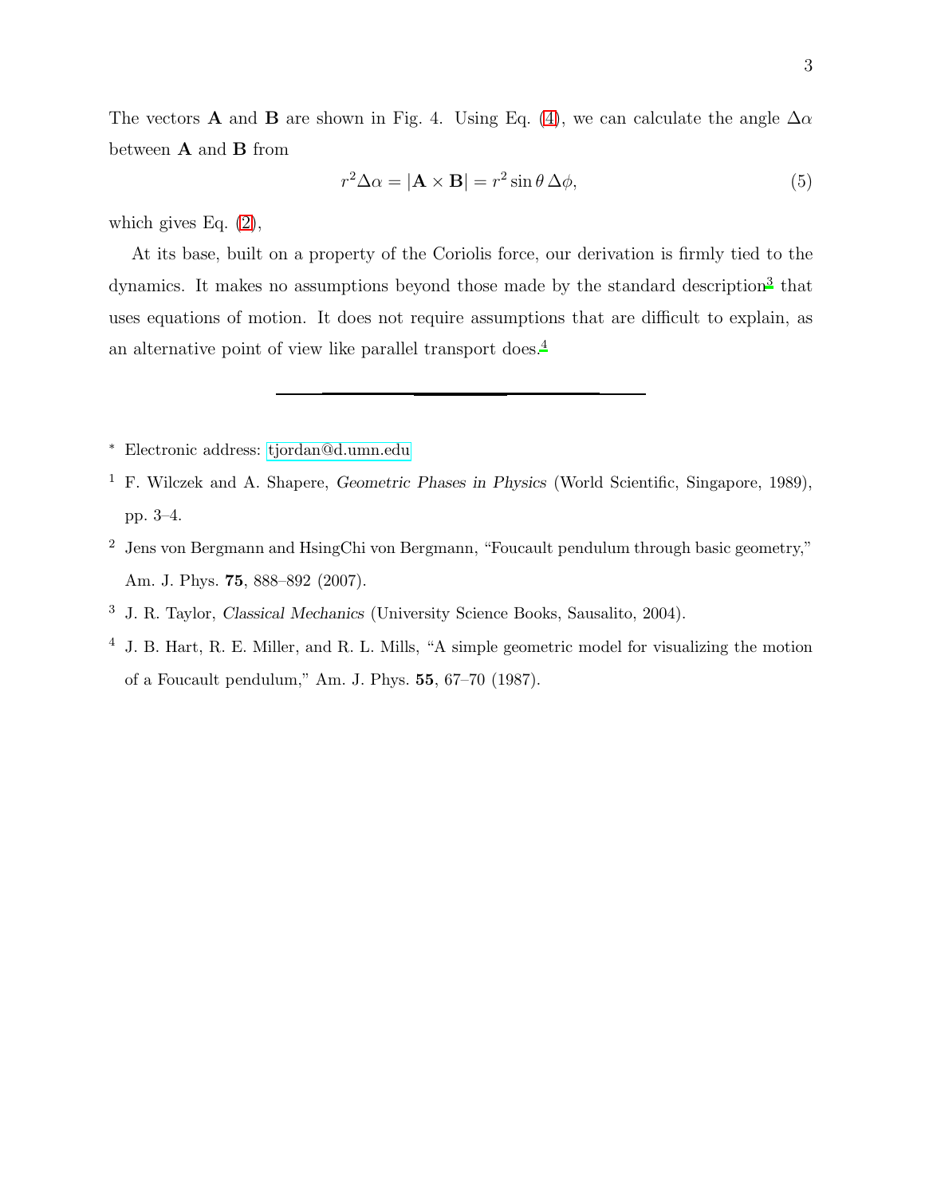The vectors **A** and **B** are shown in Fig. 4. Using Eq. (4), we can calculate the angle $\Delta\alpha$ between **A** and **B** from

$$r^2 \Delta\alpha = |\mathbf{A} \times \mathbf{B}| = r^2 \sin\theta \, \Delta\phi, \tag{5}$$

which gives Eq. (2),

At its base, built on a property of the Coriolis force, our derivation is firmly tied to the dynamics. It makes no assumptions beyond those made by the standard description[3] that uses equations of motion. It does not require assumptions that are difficult to explain, as an alternative point of view like parallel transport does.[4]

---

[*] Electronic address: tjordan@d.umn.edu

[1] F. Wilczek and A. Shapere, *Geometric Phases in Physics* (World Scientific, Singapore, 1989), pp. 3–4.

[2] Jens von Bergmann and HsingChi von Bergmann, "Foucault pendulum through basic geometry," Am. J. Phys. **75**, 888–892 (2007).

[3] J. R. Taylor, *Classical Mechanics* (University Science Books, Sausalito, 2004).

[4] J. B. Hart, R. E. Miller, and R. L. Mills, "A simple geometric model for visualizing the motion of a Foucault pendulum," Am. J. Phys. **55**, 67–70 (1987).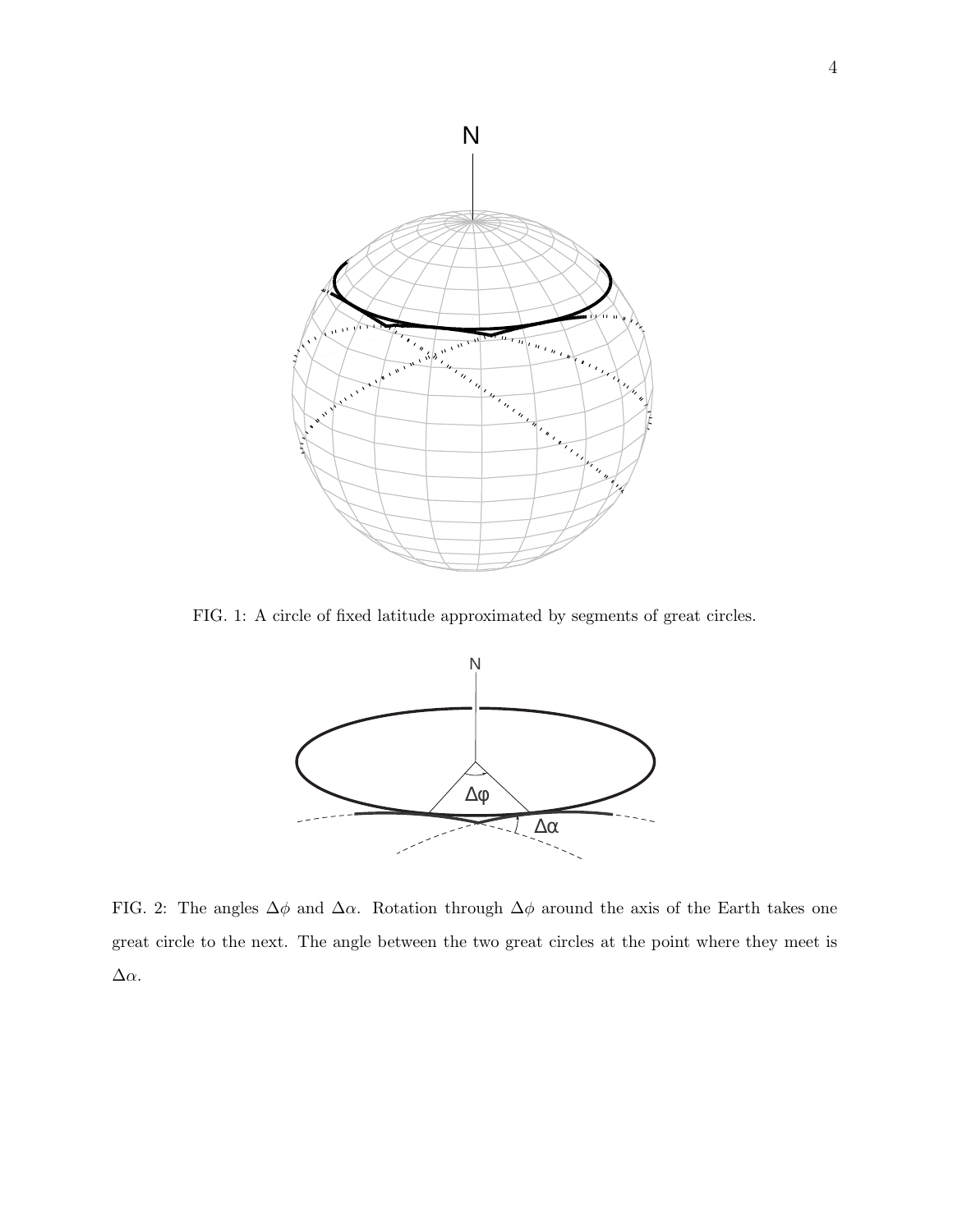FIG. 1: A circle of fixed latitude approximated by segments of great circles.

FIG. 2: The angles $\Delta\phi$ and $\Delta\alpha$. Rotation through $\Delta\phi$ around the axis of the Earth takes one great circle to the next. The angle between the two great circles at the point where they meet is $\Delta\alpha$.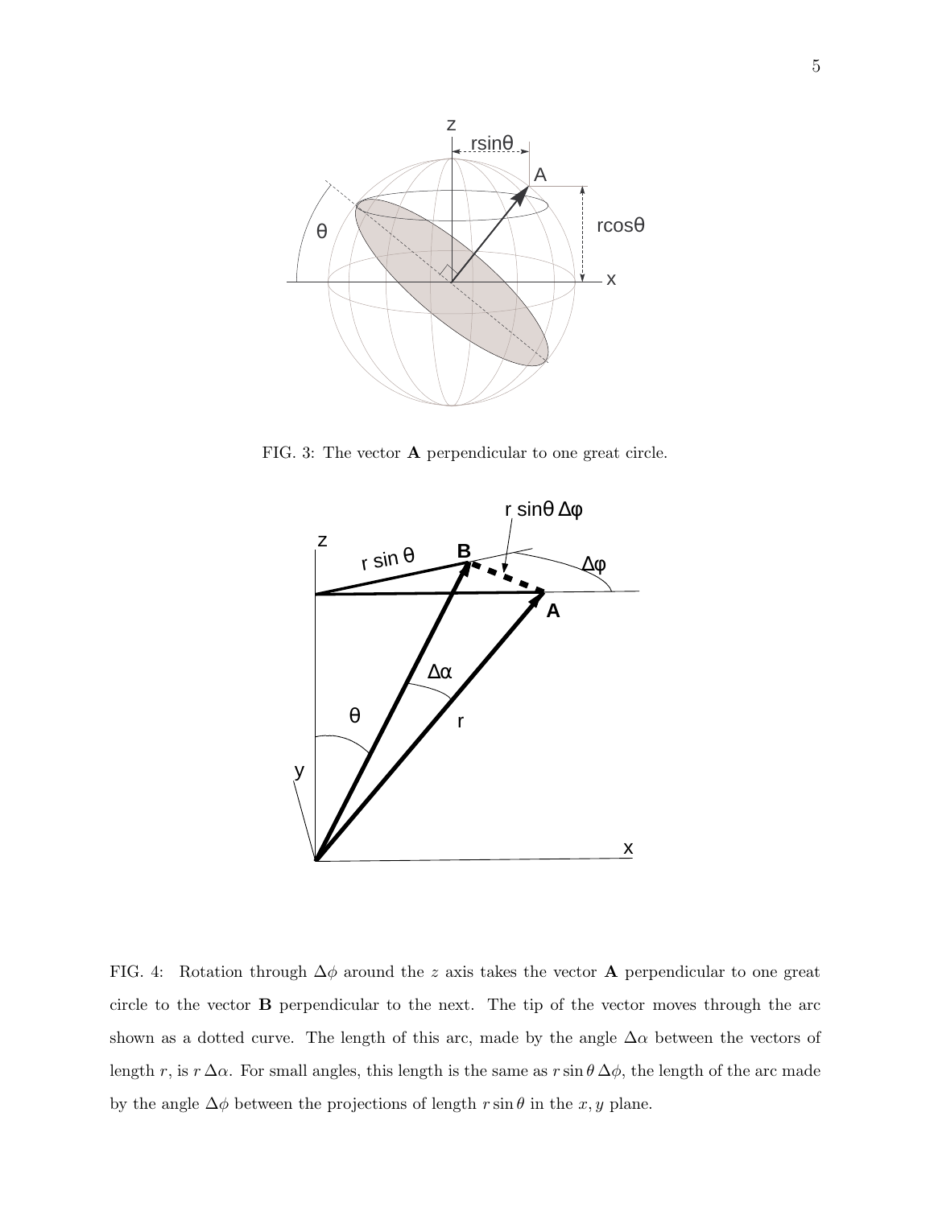z

rsinθ

A

θ

rcosθ

x

FIG. 3: The vector **A** perpendicular to one great circle.

r sinθ Δφ

z

r sin θ

B

Δφ

A

Δα

θ

r

y

x

FIG. 4: Rotation through $\Delta\phi$ around the $z$ axis takes the vector **A** perpendicular to one great circle to the vector **B** perpendicular to the next. The tip of the vector moves through the arc shown as a dotted curve. The length of this arc, made by the angle $\Delta\alpha$ between the vectors of length $r$, is $r\,\Delta\alpha$. For small angles, this length is the same as $r\sin\theta\,\Delta\phi$, the length of the arc made by the angle $\Delta\phi$ between the projections of length $r\sin\theta$ in the $x, y$ plane.